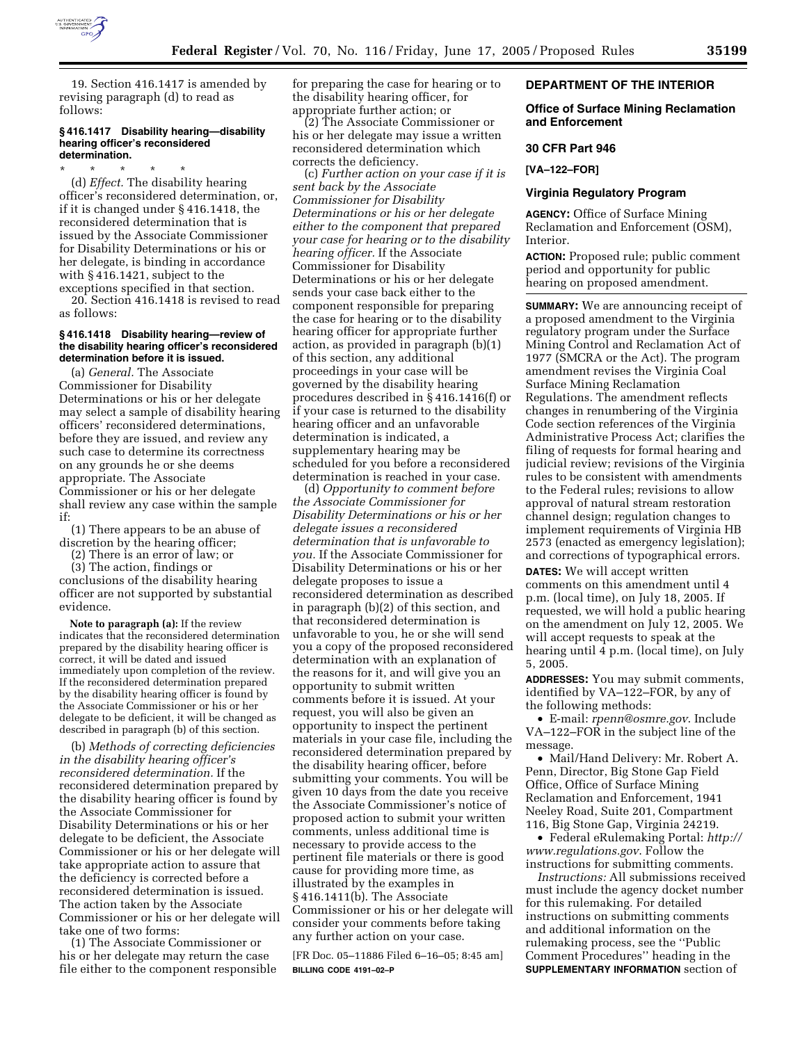19. Section 416.1417 is amended by revising paragraph (d) to read as follows:

#### § 416.1417 Disability hearing—disability hearing officer's reconsidered determination.

\* \* \* \* \*

(d) *Effect.* The disability hearing officer's reconsidered determination, or, if it is changed under § 416.1418, the reconsidered determination that is issued by the Associate Commissioner for Disability Determinations or his or her delegate, is binding in accordance with § 416.1421, subject to the exceptions specified in that section.

20. Section 416.1418 is revised to read as follows:

#### § 416.1418 Disability hearing—review of the disability hearing officer's reconsidered determination before it is issued.

(a) *General.* The Associate Commissioner for Disability Determinations or his or her delegate may select a sample of disability hearing officers' reconsidered determinations, before they are issued, and review any such case to determine its correctness on any grounds he or she deems appropriate. The Associate Commissioner or his or her delegate shall review any case within the sample if:

(1) There appears to be an abuse of discretion by the hearing officer;

(2) There is an error of law; or

(3) The action, findings or conclusions of the disability hearing officer are not supported by substantial evidence.

**Note to paragraph (a):** If the review indicates that the reconsidered determination prepared by the disability hearing officer is correct, it will be dated and issued immediately upon completion of the review. If the reconsidered determination prepared by the disability hearing officer is found by the Associate Commissioner or his or her delegate to be deficient, it will be changed as described in paragraph (b) of this section.

(b) *Methods of correcting deficiencies in the disability hearing officer's reconsidered determination.* If the reconsidered determination prepared by the disability hearing officer is found by the Associate Commissioner for Disability Determinations or his or her delegate to be deficient, the Associate Commissioner or his or her delegate will take appropriate action to assure that the deficiency is corrected before a reconsidered determination is issued. The action taken by the Associate Commissioner or his or her delegate will take one of two forms:

(1) The Associate Commissioner or his or her delegate may return the case file either to the component responsible for preparing the case for hearing or to the disability hearing officer, for appropriate further action; or

(2) The Associate Commissioner or his or her delegate may issue a written reconsidered determination which corrects the deficiency.

(c) *Further action on your case if it is sent back by the Associate Commissioner for Disability Determinations or his or her delegate either to the component that prepared your case for hearing or to the disability hearing officer.* If the Associate Commissioner for Disability Determinations or his or her delegate sends your case back either to the component responsible for preparing the case for hearing or to the disability hearing officer for appropriate further action, as provided in paragraph (b)(1) of this section, any additional proceedings in your case will be governed by the disability hearing procedures described in § 416.1416(f) or if your case is returned to the disability hearing officer and an unfavorable determination is indicated, a supplementary hearing may be scheduled for you before a reconsidered determination is reached in your case.

(d) *Opportunity to comment before the Associate Commissioner for Disability Determinations or his or her delegate issues a reconsidered determination that is unfavorable to you.* If the Associate Commissioner for Disability Determinations or his or her delegate proposes to issue a reconsidered determination as described in paragraph (b)(2) of this section, and that reconsidered determination is unfavorable to you, he or she will send you a copy of the proposed reconsidered determination with an explanation of the reasons for it, and will give you an opportunity to submit written comments before it is issued. At your request, you will also be given an opportunity to inspect the pertinent materials in your case file, including the reconsidered determination prepared by the disability hearing officer, before submitting your comments. You will be given 10 days from the date you receive the Associate Commissioner's notice of proposed action to submit your written comments, unless additional time is necessary to provide access to the pertinent file materials or there is good cause for providing more time, as illustrated by the examples in § 416.1411(b). The Associate Commissioner or his or her delegate will consider your comments before taking any further action on your case.

[FR Doc. 05–11886 Filed 6–16–05; 8:45 am]

**BILLING CODE 4191–02–P**

## DEPARTMENT OF THE INTERIOR

### Office of Surface Mining Reclamation and Enforcement

### 30 CFR Part 946

**[VA–122–FOR]**

### Virginia Regulatory Program

**AGENCY:** Office of Surface Mining Reclamation and Enforcement (OSM), Interior.

**ACTION:** Proposed rule; public comment period and opportunity for public hearing on proposed amendment.

**SUMMARY:** We are announcing receipt of a proposed amendment to the Virginia regulatory program under the Surface Mining Control and Reclamation Act of 1977 (SMCRA or the Act). The program amendment revises the Virginia Coal Surface Mining Reclamation Regulations. The amendment reflects changes in renumbering of the Virginia Code section references of the Virginia Administrative Process Act; clarifies the filing of requests for formal hearing and judicial review; revisions of the Virginia rules to be consistent with amendments to the Federal rules; revisions to allow approval of natural stream restoration channel design; regulation changes to implement requirements of Virginia HB 2573 (enacted as emergency legislation); and corrections of typographical errors.

**DATES:** We will accept written comments on this amendment until 4 p.m. (local time), on July 18, 2005. If requested, we will hold a public hearing on the amendment on July 12, 2005. We will accept requests to speak at the hearing until 4 p.m. (local time), on July 5, 2005.

**ADDRESSES:** You may submit comments, identified by VA–122–FOR, by any of the following methods:

- E-mail: *rpenn@osmre.gov*. Include VA–122–FOR in the subject line of the message.
- Mail/Hand Delivery: Mr. Robert A. Penn, Director, Big Stone Gap Field Office, Office of Surface Mining Reclamation and Enforcement, 1941 Neeley Road, Suite 201, Compartment 116, Big Stone Gap, Virginia 24219.
- Federal eRulemaking Portal: *http://www.regulations.gov*. Follow the instructions for submitting comments.

*Instructions:* All submissions received must include the agency docket number for this rulemaking. For detailed instructions on submitting comments and additional information on the rulemaking process, see the "Public Comment Procedures" heading in the **SUPPLEMENTARY INFORMATION** section of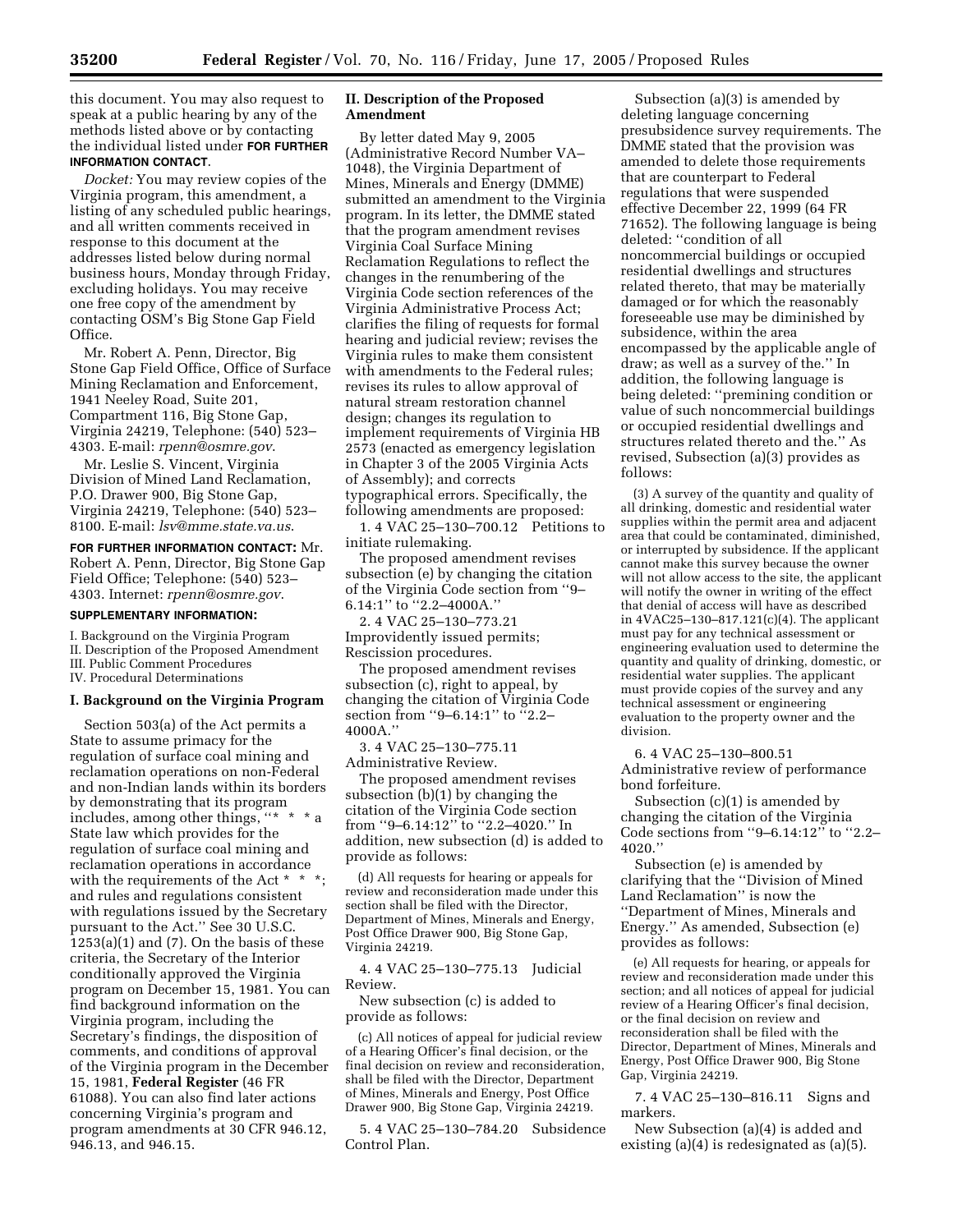this document. You may also request to speak at a public hearing by any of the methods listed above or by contacting the individual listed under **FOR FURTHER INFORMATION CONTACT**.

*Docket:* You may review copies of the Virginia program, this amendment, a listing of any scheduled public hearings, and all written comments received in response to this document at the addresses listed below during normal business hours, Monday through Friday, excluding holidays. You may receive one free copy of the amendment by contacting OSM's Big Stone Gap Field Office.

Mr. Robert A. Penn, Director, Big Stone Gap Field Office, Office of Surface Mining Reclamation and Enforcement, 1941 Neeley Road, Suite 201, Compartment 116, Big Stone Gap, Virginia 24219, Telephone: (540) 523–4303. E-mail: *rpenn@osmre.gov*.

Mr. Leslie S. Vincent, Virginia Division of Mined Land Reclamation, P.O. Drawer 900, Big Stone Gap, Virginia 24219, Telephone: (540) 523–8100. E-mail: *lsv@mme.state.va.us*.

**FOR FURTHER INFORMATION CONTACT:** Mr. Robert A. Penn, Director, Big Stone Gap Field Office; Telephone: (540) 523–4303. Internet: *rpenn@osmre.gov*.

**SUPPLEMENTARY INFORMATION:**

I. Background on the Virginia Program
II. Description of the Proposed Amendment
III. Public Comment Procedures
IV. Procedural Determinations

## I. Background on the Virginia Program

Section 503(a) of the Act permits a State to assume primacy for the regulation of surface coal mining and reclamation operations on non-Federal and non-Indian lands within its borders by demonstrating that its program includes, among other things, ''* * * a State law which provides for the regulation of surface coal mining and reclamation operations in accordance with the requirements of the Act * * *; and rules and regulations consistent with regulations issued by the Secretary pursuant to the Act.'' See 30 U.S.C. 1253(a)(1) and (7). On the basis of these criteria, the Secretary of the Interior conditionally approved the Virginia program on December 15, 1981. You can find background information on the Virginia program, including the Secretary's findings, the disposition of comments, and conditions of approval of the Virginia program in the December 15, 1981, **Federal Register** (46 FR 61088). You can also find later actions concerning Virginia's program and program amendments at 30 CFR 946.12, 946.13, and 946.15.

## II. Description of the Proposed Amendment

By letter dated May 9, 2005 (Administrative Record Number VA–1048), the Virginia Department of Mines, Minerals and Energy (DMME) submitted an amendment to the Virginia program. In its letter, the DMME stated that the program amendment revises Virginia Coal Surface Mining Reclamation Regulations to reflect the changes in the renumbering of the Virginia Code section references of the Virginia Administrative Process Act; clarifies the filing of requests for formal hearing and judicial review; revises the Virginia rules to make them consistent with amendments to the Federal rules; revises its rules to allow approval of natural stream restoration channel design; changes its regulation to implement requirements of Virginia HB 2573 (enacted as emergency legislation in Chapter 3 of the 2005 Virginia Acts of Assembly); and corrects typographical errors. Specifically, the following amendments are proposed:

1. 4 VAC 25–130–700.12 Petitions to initiate rulemaking.

The proposed amendment revises subsection (e) by changing the citation of the Virginia Code section from ''9–6.14:1'' to ''2.2–4000A.''

2. 4 VAC 25–130–773.21 Improvidently issued permits; Rescission procedures.

The proposed amendment revises subsection (c), right to appeal, by changing the citation of Virginia Code section from ''9–6.14:1'' to ''2.2–4000A.''

3. 4 VAC 25–130–775.11 Administrative Review.

The proposed amendment revises subsection (b)(1) by changing the citation of the Virginia Code section from ''9–6.14:12'' to ''2.2–4020.'' In addition, new subsection (d) is added to provide as follows:

> (d) All requests for hearing or appeals for review and reconsideration made under this section shall be filed with the Director, Department of Mines, Minerals and Energy, Post Office Drawer 900, Big Stone Gap, Virginia 24219.

4. 4 VAC 25–130–775.13 Judicial Review.

New subsection (c) is added to provide as follows:

> (c) All notices of appeal for judicial review of a Hearing Officer's final decision, or the final decision on review and reconsideration, shall be filed with the Director, Department of Mines, Minerals and Energy, Post Office Drawer 900, Big Stone Gap, Virginia 24219.

5. 4 VAC 25–130–784.20 Subsidence Control Plan.

Subsection (a)(3) is amended by deleting language concerning presubsidence survey requirements. The DMME stated that the provision was amended to delete those requirements that are counterpart to Federal regulations that were suspended effective December 22, 1999 (64 FR 71652). The following language is being deleted: ''condition of all noncommercial buildings or occupied residential dwellings and structures related thereto, that may be materially damaged or for which the reasonably foreseeable use may be diminished by subsidence, within the area encompassed by the applicable angle of draw; as well as a survey of the.'' In addition, the following language is being deleted: ''premining condition or value of such noncommercial buildings or occupied residential dwellings and structures related thereto and the.'' As revised, Subsection (a)(3) provides as follows:

> (3) A survey of the quantity and quality of all drinking, domestic and residential water supplies within the permit area and adjacent area that could be contaminated, diminished, or interrupted by subsidence. If the applicant cannot make this survey because the owner will not allow access to the site, the applicant will notify the owner in writing of the effect that denial of access will have as described in 4VAC25–130–817.121(c)(4). The applicant must pay for any technical assessment or engineering evaluation used to determine the quantity and quality of drinking, domestic, or residential water supplies. The applicant must provide copies of the survey and any technical assessment or engineering evaluation to the property owner and the division.

6. 4 VAC 25–130–800.51 Administrative review of performance bond forfeiture.

Subsection (c)(1) is amended by changing the citation of the Virginia Code sections from ''9–6.14:12'' to ''2.2–4020.''

Subsection (e) is amended by clarifying that the ''Division of Mined Land Reclamation'' is now the ''Department of Mines, Minerals and Energy.'' As amended, Subsection (e) provides as follows:

> (e) All requests for hearing, or appeals for review and reconsideration made under this section; and all notices of appeal for judicial review of a Hearing Officer's final decision, or the final decision on review and reconsideration shall be filed with the Director, Department of Mines, Minerals and Energy, Post Office Drawer 900, Big Stone Gap, Virginia 24219.

7. 4 VAC 25–130–816.11 Signs and markers.

New Subsection (a)(4) is added and existing (a)(4) is redesignated as (a)(5).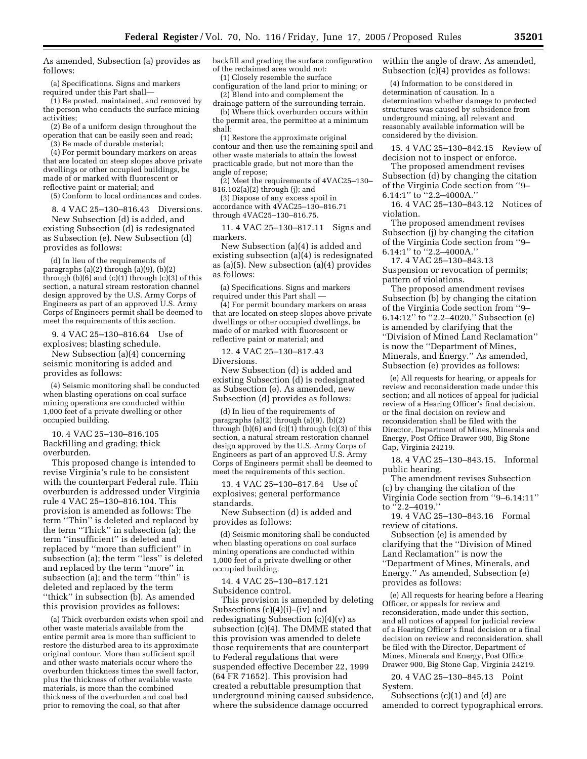As amended, Subsection (a) provides as follows:

> (a) Specifications. Signs and markers required under this Part shall—
>
> (1) Be posted, maintained, and removed by the person who conducts the surface mining activities;
>
> (2) Be of a uniform design throughout the operation that can be easily seen and read;
>
> (3) Be made of durable material;
>
> (4) For permit boundary markers on areas that are located on steep slopes above private dwellings or other occupied buildings, be made of or marked with fluorescent or reflective paint or material; and
>
> (5) Conform to local ordinances and codes.

8. 4 VAC 25–130–816.43 Diversions.

New Subsection (d) is added, and existing Subsection (d) is redesignated as Subsection (e). New Subsection (d) provides as follows:

> (d) In lieu of the requirements of paragraphs (a)(2) through (a)(9), (b)(2) through (b)(6) and (c)(1) through (c)(3) of this section, a natural stream restoration channel design approved by the U.S. Army Corps of Engineers as part of an approved U.S. Army Corps of Engineers permit shall be deemed to meet the requirements of this section.

9. 4 VAC 25–130–816.64 Use of explosives; blasting schedule.

New Subsection (a)(4) concerning seismic monitoring is added and provides as follows:

> (4) Seismic monitoring shall be conducted when blasting operations on coal surface mining operations are conducted within 1,000 feet of a private dwelling or other occupied building.

10. 4 VAC 25–130–816.105 Backfilling and grading; thick overburden.

This proposed change is intended to revise Virginia's rule to be consistent with the counterpart Federal rule. Thin overburden is addressed under Virginia rule 4 VAC 25–130–816.104. This provision is amended as follows: The term "Thin" is deleted and replaced by the term "Thick" in subsection (a); the term "insufficient" is deleted and replaced by "more than sufficient" in subsection (a); the term "less" is deleted and replaced by the term "more" in subsection (a); and the term "thin" is deleted and replaced by the term "thick" in subsection (b). As amended this provision provides as follows:

> (a) Thick overburden exists when spoil and other waste materials available from the entire permit area is more than sufficient to restore the disturbed area to its approximate original contour. More than sufficient spoil and other waste materials occur where the overburden thickness times the swell factor, plus the thickness of other available waste materials, is more than the combined thickness of the overburden and coal bed prior to removing the coal, so that after backfill and grading the surface configuration of the reclaimed area would not:
>
> (1) Closely resemble the surface configuration of the land prior to mining; or
>
> (2) Blend into and complement the drainage pattern of the surrounding terrain.
>
> (b) Where thick overburden occurs within the permit area, the permittee at a minimum shall:
>
> (1) Restore the approximate original contour and then use the remaining spoil and other waste materials to attain the lowest practicable grade, but not more than the angle of repose;
>
> (2) Meet the requirements of 4VAC25–130–816.102(a)(2) through (j); and
>
> (3) Dispose of any excess spoil in accordance with 4VAC25–130–816.71 through 4VAC25–130–816.75.

11. 4 VAC 25–130–817.11 Signs and markers.

New Subsection (a)(4) is added and existing subsection (a)(4) is redesignated as (a)(5). New subsection (a)(4) provides as follows:

> (a) Specifications. Signs and markers required under this Part shall —
>
> (4) For permit boundary markers on areas that are located on steep slopes above private dwellings or other occupied dwellings, be made of or marked with fluorescent or reflective paint or material; and

12. 4 VAC 25–130–817.43 Diversions.

New Subsection (d) is added and existing Subsection (d) is redesignated as Subsection (e). As amended, new Subsection (d) provides as follows:

> (d) In lieu of the requirements of paragraphs (a)(2) through (a)(9), (b)(2) through (b)(6) and (c)(1) through (c)(3) of this section, a natural stream restoration channel design approved by the U.S. Army Corps of Engineers as part of an approved U.S. Army Corps of Engineers permit shall be deemed to meet the requirements of this section.

13. 4 VAC 25–130–817.64 Use of explosives; general performance standards.

New Subsection (d) is added and provides as follows:

> (d) Seismic monitoring shall be conducted when blasting operations on coal surface mining operations are conducted within 1,000 feet of a private dwelling or other occupied building.

14. 4 VAC 25–130–817.121 Subsidence control.

This provision is amended by deleting Subsections (c)(4)(i)–(iv) and redesignating Subsection (c)(4)(v) as subsection (c)(4). The DMME stated that this provision was amended to delete those requirements that are counterpart to Federal regulations that were suspended effective December 22, 1999 (64 FR 71652). This provision had created a rebuttable presumption that underground mining caused subsidence, where the subsidence damage occurred within the angle of draw. As amended, Subsection (c)(4) provides as follows:

> (4) Information to be considered in determination of causation. In a determination whether damage to protected structures was caused by subsidence from underground mining, all relevant and reasonably available information will be considered by the division.

15. 4 VAC 25–130–842.15 Review of decision not to inspect or enforce.

The proposed amendment revises Subsection (d) by changing the citation of the Virginia Code section from "9–6.14:1" to "2.2–4000A."

16. 4 VAC 25–130–843.12 Notices of violation.

The proposed amendment revises Subsection (j) by changing the citation of the Virginia Code section from "9–6.14:1" to "2.2–4000A."

17. 4 VAC 25–130–843.13 Suspension or revocation of permits; pattern of violations.

The proposed amendment revises Subsection (b) by changing the citation of the Virginia Code section from "9–6.14:12" to "2.2–4020." Subsection (e) is amended by clarifying that the "Division of Mined Land Reclamation" is now the "Department of Mines, Minerals, and Energy." As amended, Subsection (e) provides as follows:

> (e) All requests for hearing, or appeals for review and reconsideration made under this section; and all notices of appeal for judicial review of a Hearing Officer's final decision, or the final decision on review and reconsideration shall be filed with the Director, Department of Mines, Minerals and Energy, Post Office Drawer 900, Big Stone Gap, Virginia 24219.

18. 4 VAC 25–130–843.15. Informal public hearing.

The amendment revises Subsection (c) by changing the citation of the Virginia Code section from "9–6.14:11" to "2.2–4019."

19. 4 VAC 25–130–843.16 Formal review of citations.

Subsection (e) is amended by clarifying that the "Division of Mined Land Reclamation" is now the "Department of Mines, Minerals, and Energy." As amended, Subsection (e) provides as follows:

> (e) All requests for hearing before a Hearing Officer, or appeals for review and reconsideration, made under this section, and all notices of appeal for judicial review of a Hearing Officer's final decision or a final decision on review and reconsideration, shall be filed with the Director, Department of Mines, Minerals and Energy, Post Office Drawer 900, Big Stone Gap, Virginia 24219.

20. 4 VAC 25–130–845.13 Point System.

Subsections (c)(1) and (d) are amended to correct typographical errors.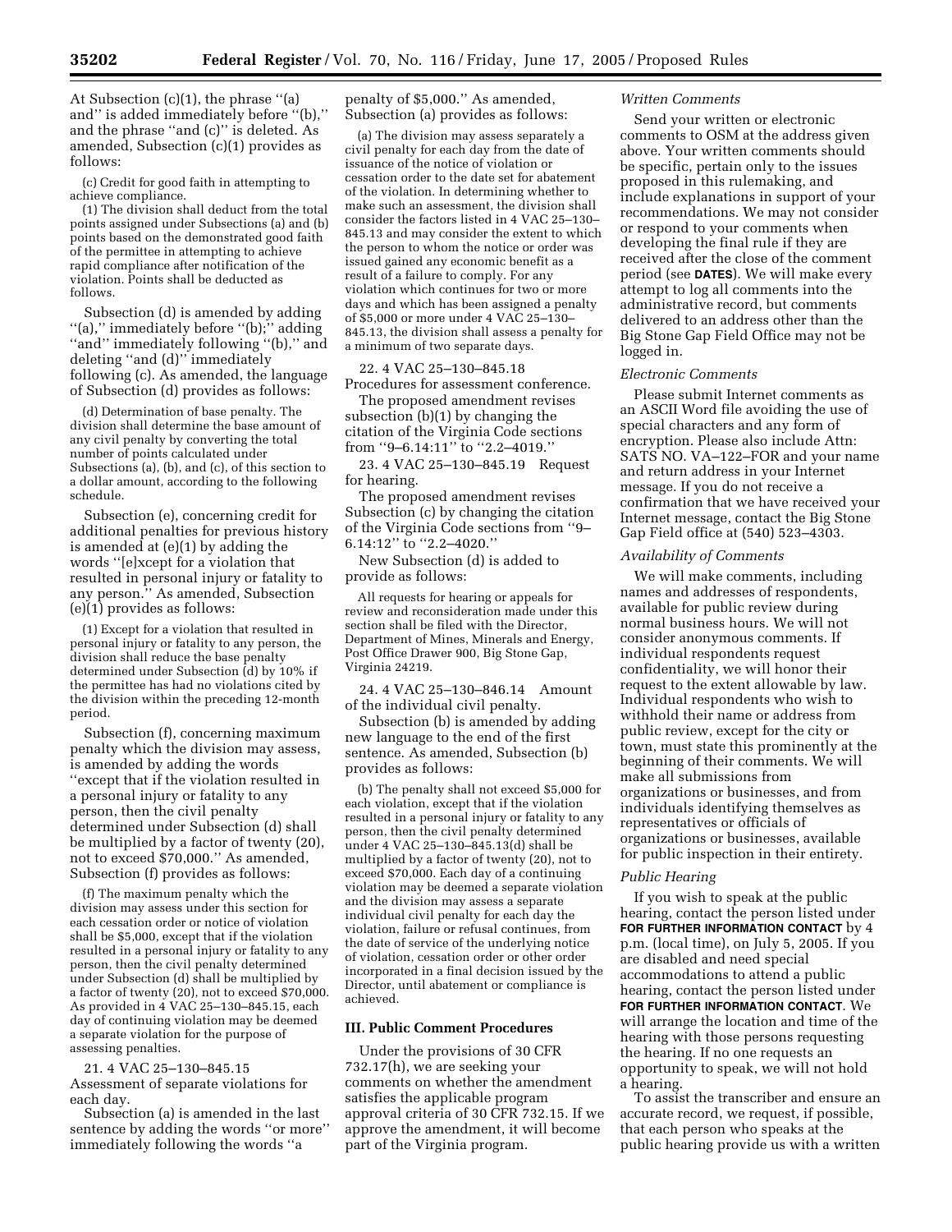At Subsection (c)(1), the phrase ''(a) and'' is added immediately before ''(b),'' and the phrase ''and (c)'' is deleted. As amended, Subsection (c)(1) provides as follows:

(c) Credit for good faith in attempting to achieve compliance.

(1) The division shall deduct from the total points assigned under Subsections (a) and (b) points based on the demonstrated good faith of the permittee in attempting to achieve rapid compliance after notification of the violation. Points shall be deducted as follows.

Subsection (d) is amended by adding ''(a),'' immediately before ''(b);'' adding ''and'' immediately following ''(b),'' and deleting ''and (d)'' immediately following (c). As amended, the language of Subsection (d) provides as follows:

(d) Determination of base penalty. The division shall determine the base amount of any civil penalty by converting the total number of points calculated under Subsections (a), (b), and (c), of this section to a dollar amount, according to the following schedule.

Subsection (e), concerning credit for additional penalties for previous history is amended at (e)(1) by adding the words ''[e]xcept for a violation that resulted in personal injury or fatality to any person.'' As amended, Subsection (e)(1) provides as follows:

(1) Except for a violation that resulted in personal injury or fatality to any person, the division shall reduce the base penalty determined under Subsection (d) by 10% if the permittee has had no violations cited by the division within the preceding 12-month period.

Subsection (f), concerning maximum penalty which the division may assess, is amended by adding the words ''except that if the violation resulted in a personal injury or fatality to any person, then the civil penalty determined under Subsection (d) shall be multiplied by a factor of twenty (20), not to exceed $70,000.'' As amended, Subsection (f) provides as follows:

(f) The maximum penalty which the division may assess under this section for each cessation order or notice of violation shall be $5,000, except that if the violation resulted in a personal injury or fatality to any person, then the civil penalty determined under Subsection (d) shall be multiplied by a factor of twenty (20), not to exceed $70,000. As provided in 4 VAC 25–130–845.15, each day of continuing violation may be deemed a separate violation for the purpose of assessing penalties.

21. 4 VAC 25–130–845.15 Assessment of separate violations for each day.

Subsection (a) is amended in the last sentence by adding the words ''or more'' immediately following the words ''a penalty of $5,000.'' As amended, Subsection (a) provides as follows:

(a) The division may assess separately a civil penalty for each day from the date of issuance of the notice of violation or cessation order to the date set for abatement of the violation. In determining whether to make such an assessment, the division shall consider the factors listed in 4 VAC 25–130–845.13 and may consider the extent to which the person to whom the notice or order was issued gained any economic benefit as a result of a failure to comply. For any violation which continues for two or more days and which has been assigned a penalty of $5,000 or more under 4 VAC 25–130–845.13, the division shall assess a penalty for a minimum of two separate days.

22. 4 VAC 25–130–845.18 Procedures for assessment conference.

The proposed amendment revises subsection (b)(1) by changing the citation of the Virginia Code sections from ''9–6.14:11'' to ''2.2–4019.''

23. 4 VAC 25–130–845.19 Request for hearing.

The proposed amendment revises Subsection (c) by changing the citation of the Virginia Code sections from ''9–6.14:12'' to ''2.2–4020.''

New Subsection (d) is added to provide as follows:

All requests for hearing or appeals for review and reconsideration made under this section shall be filed with the Director, Department of Mines, Minerals and Energy, Post Office Drawer 900, Big Stone Gap, Virginia 24219.

24. 4 VAC 25–130–846.14 Amount of the individual civil penalty.

Subsection (b) is amended by adding new language to the end of the first sentence. As amended, Subsection (b) provides as follows:

(b) The penalty shall not exceed $5,000 for each violation, except that if the violation resulted in a personal injury or fatality to any person, then the civil penalty determined under 4 VAC 25–130–845.13(d) shall be multiplied by a factor of twenty (20), not to exceed $70,000. Each day of a continuing violation may be deemed a separate violation and the division may assess a separate individual civil penalty for each day the violation, failure or refusal continues, from the date of service of the underlying notice of violation, cessation order or other order incorporated in a final decision issued by the Director, until abatement or compliance is achieved.

## III. Public Comment Procedures

Under the provisions of 30 CFR 732.17(h), we are seeking your comments on whether the amendment satisfies the applicable program approval criteria of 30 CFR 732.15. If we approve the amendment, it will become part of the Virginia program.

### *Written Comments*

Send your written or electronic comments to OSM at the address given above. Your written comments should be specific, pertain only to the issues proposed in this rulemaking, and include explanations in support of your recommendations. We may not consider or respond to your comments when developing the final rule if they are received after the close of the comment period (see **DATES**). We will make every attempt to log all comments into the administrative record, but comments delivered to an address other than the Big Stone Gap Field Office may not be logged in.

### *Electronic Comments*

Please submit Internet comments as an ASCII Word file avoiding the use of special characters and any form of encryption. Please also include Attn: SATS NO. VA–122–FOR and your name and return address in your Internet message. If you do not receive a confirmation that we have received your Internet message, contact the Big Stone Gap Field office at (540) 523–4303.

### *Availability of Comments*

We will make comments, including names and addresses of respondents, available for public review during normal business hours. We will not consider anonymous comments. If individual respondents request confidentiality, we will honor their request to the extent allowable by law. Individual respondents who wish to withhold their name or address from public review, except for the city or town, must state this prominently at the beginning of their comments. We will make all submissions from organizations or businesses, and from individuals identifying themselves as representatives or officials of organizations or businesses, available for public inspection in their entirety.

### *Public Hearing*

If you wish to speak at the public hearing, contact the person listed under **FOR FURTHER INFORMATION CONTACT** by 4 p.m. (local time), on July 5, 2005. If you are disabled and need special accommodations to attend a public hearing, contact the person listed under **FOR FURTHER INFORMATION CONTACT**. We will arrange the location and time of the hearing with those persons requesting the hearing. If no one requests an opportunity to speak, we will not hold a hearing.

To assist the transcriber and ensure an accurate record, we request, if possible, that each person who speaks at the public hearing provide us with a written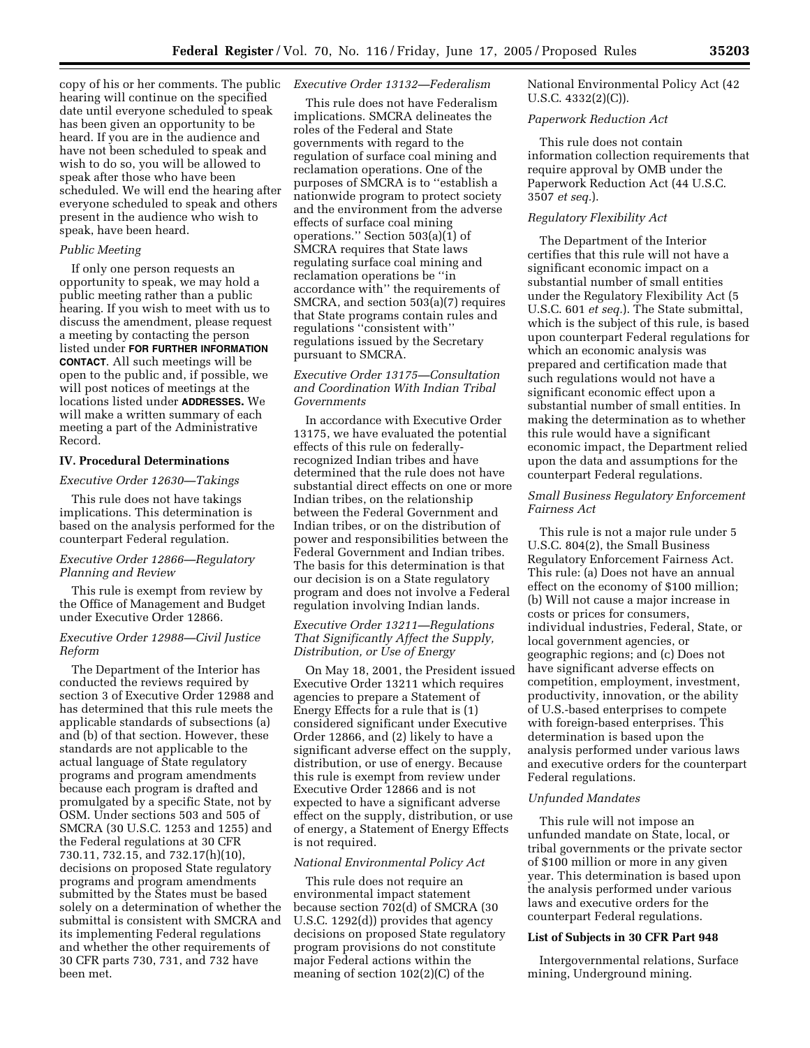copy of his or her comments. The public hearing will continue on the specified date until everyone scheduled to speak has been given an opportunity to be heard. If you are in the audience and have not been scheduled to speak and wish to do so, you will be allowed to speak after those who have been scheduled. We will end the hearing after everyone scheduled to speak and others present in the audience who wish to speak, have been heard.

*Public Meeting*

If only one person requests an opportunity to speak, we may hold a public meeting rather than a public hearing. If you wish to meet with us to discuss the amendment, please request a meeting by contacting the person listed under **FOR FURTHER INFORMATION CONTACT**. All such meetings will be open to the public and, if possible, we will post notices of meetings at the locations listed under **ADDRESSES.** We will make a written summary of each meeting a part of the Administrative Record.

## IV. Procedural Determinations

*Executive Order 12630—Takings*

This rule does not have takings implications. This determination is based on the analysis performed for the counterpart Federal regulation.

*Executive Order 12866—Regulatory Planning and Review*

This rule is exempt from review by the Office of Management and Budget under Executive Order 12866.

*Executive Order 12988—Civil Justice Reform*

The Department of the Interior has conducted the reviews required by section 3 of Executive Order 12988 and has determined that this rule meets the applicable standards of subsections (a) and (b) of that section. However, these standards are not applicable to the actual language of State regulatory programs and program amendments because each program is drafted and promulgated by a specific State, not by OSM. Under sections 503 and 505 of SMCRA (30 U.S.C. 1253 and 1255) and the Federal regulations at 30 CFR 730.11, 732.15, and 732.17(h)(10), decisions on proposed State regulatory programs and program amendments submitted by the States must be based solely on a determination of whether the submittal is consistent with SMCRA and its implementing Federal regulations and whether the other requirements of 30 CFR parts 730, 731, and 732 have been met.

*Executive Order 13132—Federalism*

This rule does not have Federalism implications. SMCRA delineates the roles of the Federal and State governments with regard to the regulation of surface coal mining and reclamation operations. One of the purposes of SMCRA is to ''establish a nationwide program to protect society and the environment from the adverse effects of surface coal mining operations.'' Section 503(a)(1) of SMCRA requires that State laws regulating surface coal mining and reclamation operations be ''in accordance with'' the requirements of SMCRA, and section 503(a)(7) requires that State programs contain rules and regulations ''consistent with'' regulations issued by the Secretary pursuant to SMCRA.

*Executive Order 13175—Consultation and Coordination With Indian Tribal Governments*

In accordance with Executive Order 13175, we have evaluated the potential effects of this rule on federally-recognized Indian tribes and have determined that the rule does not have substantial direct effects on one or more Indian tribes, on the relationship between the Federal Government and Indian tribes, or on the distribution of power and responsibilities between the Federal Government and Indian tribes. The basis for this determination is that our decision is on a State regulatory program and does not involve a Federal regulation involving Indian lands.

*Executive Order 13211—Regulations That Significantly Affect the Supply, Distribution, or Use of Energy*

On May 18, 2001, the President issued Executive Order 13211 which requires agencies to prepare a Statement of Energy Effects for a rule that is (1) considered significant under Executive Order 12866, and (2) likely to have a significant adverse effect on the supply, distribution, or use of energy. Because this rule is exempt from review under Executive Order 12866 and is not expected to have a significant adverse effect on the supply, distribution, or use of energy, a Statement of Energy Effects is not required.

*National Environmental Policy Act*

This rule does not require an environmental impact statement because section 702(d) of SMCRA (30 U.S.C. 1292(d)) provides that agency decisions on proposed State regulatory program provisions do not constitute major Federal actions within the meaning of section 102(2)(C) of the National Environmental Policy Act (42 U.S.C. 4332(2)(C)).

*Paperwork Reduction Act*

This rule does not contain information collection requirements that require approval by OMB under the Paperwork Reduction Act (44 U.S.C. 3507 *et seq.*).

*Regulatory Flexibility Act*

The Department of the Interior certifies that this rule will not have a significant economic impact on a substantial number of small entities under the Regulatory Flexibility Act (5 U.S.C. 601 *et seq.*). The State submittal, which is the subject of this rule, is based upon counterpart Federal regulations for which an economic analysis was prepared and certification made that such regulations would not have a significant economic effect upon a substantial number of small entities. In making the determination as to whether this rule would have a significant economic impact, the Department relied upon the data and assumptions for the counterpart Federal regulations.

*Small Business Regulatory Enforcement Fairness Act*

This rule is not a major rule under 5 U.S.C. 804(2), the Small Business Regulatory Enforcement Fairness Act. This rule: (a) Does not have an annual effect on the economy of $100 million; (b) Will not cause a major increase in costs or prices for consumers, individual industries, Federal, State, or local government agencies, or geographic regions; and (c) Does not have significant adverse effects on competition, employment, investment, productivity, innovation, or the ability of U.S.-based enterprises to compete with foreign-based enterprises. This determination is based upon the analysis performed under various laws and executive orders for the counterpart Federal regulations.

*Unfunded Mandates*

This rule will not impose an unfunded mandate on State, local, or tribal governments or the private sector of $100 million or more in any given year. This determination is based upon the analysis performed under various laws and executive orders for the counterpart Federal regulations.

## List of Subjects in 30 CFR Part 948

Intergovernmental relations, Surface mining, Underground mining.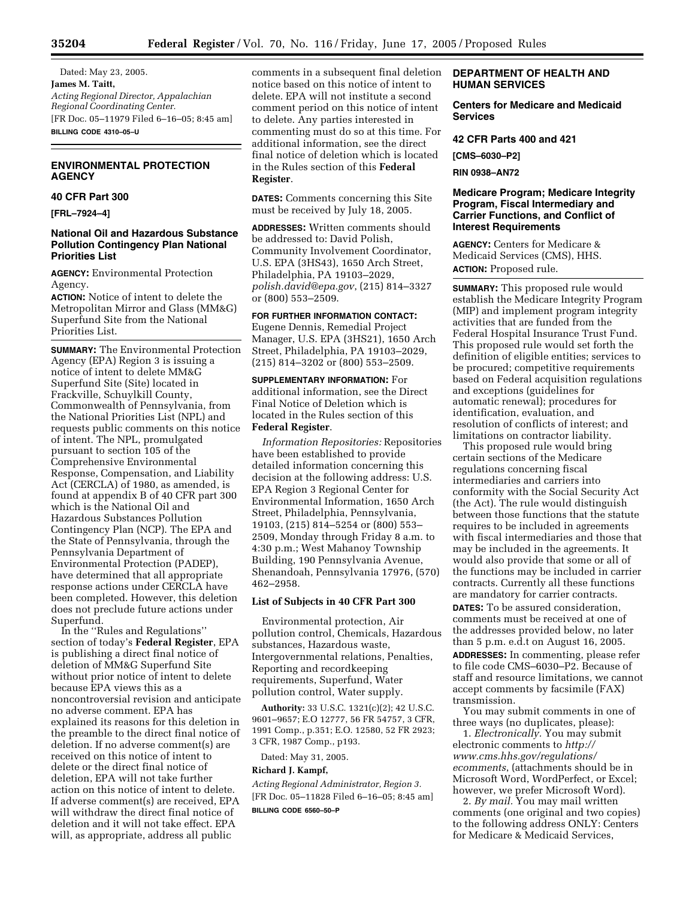Dated: May 23, 2005.

**James M. Taitt,**

*Acting Regional Director, Appalachian Regional Coordinating Center.*

[FR Doc. 05–11979 Filed 6–16–05; 8:45 am]

**BILLING CODE 4310–05–U**

## ENVIRONMENTAL PROTECTION AGENCY

### 40 CFR Part 300

**[FRL–7924–4]**

### National Oil and Hazardous Substance Pollution Contingency Plan National Priorities List

**AGENCY:** Environmental Protection Agency.

**ACTION:** Notice of intent to delete the Metropolitan Mirror and Glass (MM&G) Superfund Site from the National Priorities List.

**SUMMARY:** The Environmental Protection Agency (EPA) Region 3 is issuing a notice of intent to delete MM&G Superfund Site (Site) located in Frackville, Schuylkill County, Commonwealth of Pennsylvania, from the National Priorities List (NPL) and requests public comments on this notice of intent. The NPL, promulgated pursuant to section 105 of the Comprehensive Environmental Response, Compensation, and Liability Act (CERCLA) of 1980, as amended, is found at appendix B of 40 CFR part 300 which is the National Oil and Hazardous Substances Pollution Contingency Plan (NCP). The EPA and the State of Pennsylvania, through the Pennsylvania Department of Environmental Protection (PADEP), have determined that all appropriate response actions under CERCLA have been completed. However, this deletion does not preclude future actions under Superfund.

In the ''Rules and Regulations'' section of today's **Federal Register**, EPA is publishing a direct final notice of deletion of MM&G Superfund Site without prior notice of intent to delete because EPA views this as a noncontroversial revision and anticipate no adverse comment. EPA has explained its reasons for this deletion in the preamble to the direct final notice of deletion. If no adverse comment(s) are received on this notice of intent to delete or the direct final notice of deletion, EPA will not take further action on this notice of intent to delete. If adverse comment(s) are received, EPA will withdraw the direct final notice of deletion and it will not take effect. EPA will, as appropriate, address all public comments in a subsequent final deletion notice based on this notice of intent to delete. EPA will not institute a second comment period on this notice of intent to delete. Any parties interested in commenting must do so at this time. For additional information, see the direct final notice of deletion which is located in the Rules section of this **Federal Register**.

**DATES:** Comments concerning this Site must be received by July 18, 2005.

**ADDRESSES:** Written comments should be addressed to: David Polish, Community Involvement Coordinator, U.S. EPA (3HS43), 1650 Arch Street, Philadelphia, PA 19103–2029, *polish.david@epa.gov*, (215) 814–3327 or (800) 553–2509.

**FOR FURTHER INFORMATION CONTACT:** Eugene Dennis, Remedial Project Manager, U.S. EPA (3HS21), 1650 Arch Street, Philadelphia, PA 19103–2029, (215) 814–3202 or (800) 553–2509.

**SUPPLEMENTARY INFORMATION:** For additional information, see the Direct Final Notice of Deletion which is located in the Rules section of this **Federal Register**.

*Information Repositories:* Repositories have been established to provide detailed information concerning this decision at the following address: U.S. EPA Region 3 Regional Center for Environmental Information, 1650 Arch Street, Philadelphia, Pennsylvania, 19103, (215) 814–5254 or (800) 553–2509, Monday through Friday 8 a.m. to 4:30 p.m.; West Mahanoy Township Building, 190 Pennsylvania Avenue, Shenandoah, Pennsylvania 17976, (570) 462–2958.

#### List of Subjects in 40 CFR Part 300

Environmental protection, Air pollution control, Chemicals, Hazardous substances, Hazardous waste, Intergovernmental relations, Penalties, Reporting and recordkeeping requirements, Superfund, Water pollution control, Water supply.

**Authority:** 33 U.S.C. 1321(c)(2); 42 U.S.C. 9601–9657; E.O 12777, 56 FR 54757, 3 CFR, 1991 Comp., p.351; E.O. 12580, 52 FR 2923; 3 CFR, 1987 Comp., p193.

Dated: May 31, 2005.

**Richard J. Kampf,**

*Acting Regional Administrator, Region 3.*

[FR Doc. 05–11828 Filed 6–16–05; 8:45 am]

**BILLING CODE 6560–50–P**

## DEPARTMENT OF HEALTH AND HUMAN SERVICES

### Centers for Medicare and Medicaid Services

### 42 CFR Parts 400 and 421

**[CMS–6030–P2]**

**RIN 0938–AN72**

### Medicare Program; Medicare Integrity Program, Fiscal Intermediary and Carrier Functions, and Conflict of Interest Requirements

**AGENCY:** Centers for Medicare & Medicaid Services (CMS), HHS.

**ACTION:** Proposed rule.

**SUMMARY:** This proposed rule would establish the Medicare Integrity Program (MIP) and implement program integrity activities that are funded from the Federal Hospital Insurance Trust Fund. This proposed rule would set forth the definition of eligible entities; services to be procured; competitive requirements based on Federal acquisition regulations and exceptions (guidelines for automatic renewal); procedures for identification, evaluation, and resolution of conflicts of interest; and limitations on contractor liability.

This proposed rule would bring certain sections of the Medicare regulations concerning fiscal intermediaries and carriers into conformity with the Social Security Act (the Act). The rule would distinguish between those functions that the statute requires to be included in agreements with fiscal intermediaries and those that may be included in the agreements. It would also provide that some or all of the functions may be included in carrier contracts. Currently all these functions are mandatory for carrier contracts.

**DATES:** To be assured consideration, comments must be received at one of the addresses provided below, no later than 5 p.m. e.d.t on August 16, 2005.

**ADDRESSES:** In commenting, please refer to file code CMS–6030–P2. Because of staff and resource limitations, we cannot accept comments by facsimile (FAX) transmission.

You may submit comments in one of three ways (no duplicates, please):

1. *Electronically.* You may submit electronic comments to *http://www.cms.hhs.gov/regulations/ecomments*, (attachments should be in Microsoft Word, WordPerfect, or Excel; however, we prefer Microsoft Word).

2. *By mail.* You may mail written comments (one original and two copies) to the following address ONLY: Centers for Medicare & Medicaid Services,